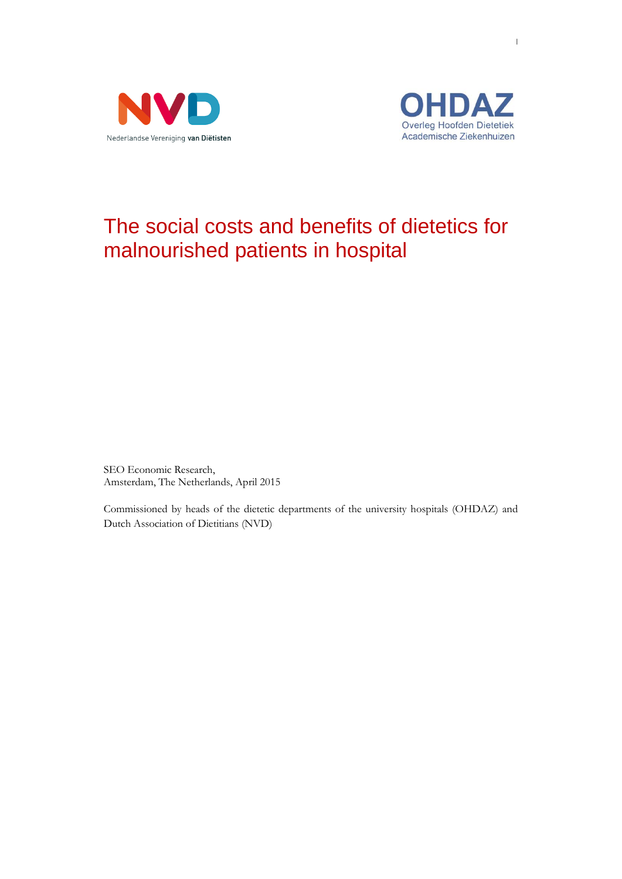NVD

Nederlandse Vereniging van Diëtisten

OHDAZ

Overleg Hoofden Dietetiek Academische Ziekenhuizen

# The social costs and benefits of dietetics for malnourished patients in hospital

SEO Economic Research,
Amsterdam, The Netherlands, April 2015

Commissioned by heads of the dietetic departments of the university hospitals (OHDAZ) and Dutch Association of Dietitians (NVD)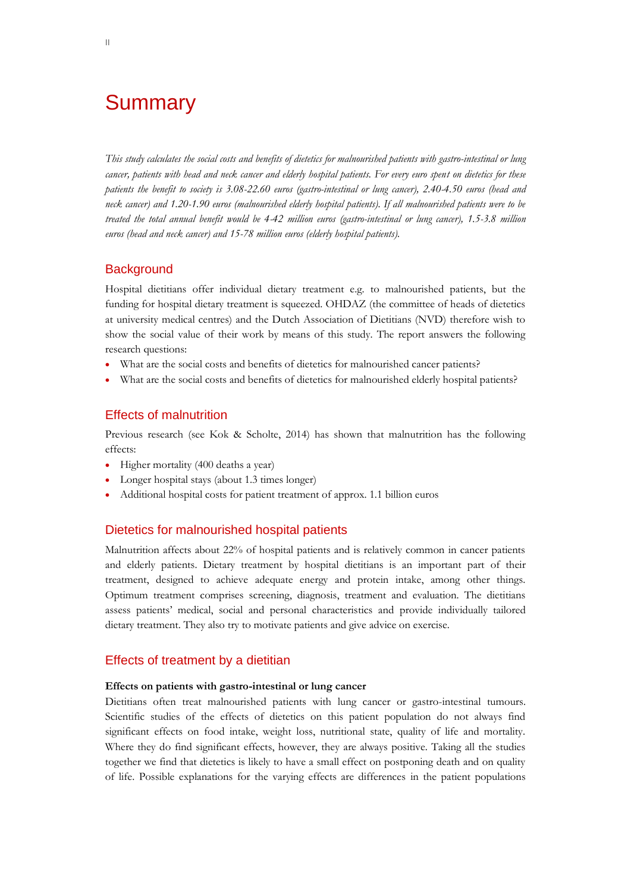# Summary

*This study calculates the social costs and benefits of dietetics for malnourished patients with gastro-intestinal or lung cancer, patients with head and neck cancer and elderly hospital patients. For every euro spent on dietetics for these patients the benefit to society is 3.08-22.60 euros (gastro-intestinal or lung cancer), 2.40-4.50 euros (head and neck cancer) and 1.20-1.90 euros (malnourished elderly hospital patients). If all malnourished patients were to be treated the total annual benefit would be 4-42 million euros (gastro-intestinal or lung cancer), 1.5-3.8 million euros (head and neck cancer) and 15-78 million euros (elderly hospital patients).*

## Background

Hospital dietitians offer individual dietary treatment e.g. to malnourished patients, but the funding for hospital dietary treatment is squeezed. OHDAZ (the committee of heads of dietetics at university medical centres) and the Dutch Association of Dietitians (NVD) therefore wish to show the social value of their work by means of this study. The report answers the following research questions:

- What are the social costs and benefits of dietetics for malnourished cancer patients?
- What are the social costs and benefits of dietetics for malnourished elderly hospital patients?

## Effects of malnutrition

Previous research (see Kok & Scholte, 2014) has shown that malnutrition has the following effects:

- Higher mortality (400 deaths a year)
- Longer hospital stays (about 1.3 times longer)
- Additional hospital costs for patient treatment of approx. 1.1 billion euros

## Dietetics for malnourished hospital patients

Malnutrition affects about 22% of hospital patients and is relatively common in cancer patients and elderly patients. Dietary treatment by hospital dietitians is an important part of their treatment, designed to achieve adequate energy and protein intake, among other things. Optimum treatment comprises screening, diagnosis, treatment and evaluation. The dietitians assess patients' medical, social and personal characteristics and provide individually tailored dietary treatment. They also try to motivate patients and give advice on exercise.

## Effects of treatment by a dietitian

**Effects on patients with gastro-intestinal or lung cancer**

Dietitians often treat malnourished patients with lung cancer or gastro-intestinal tumours. Scientific studies of the effects of dietetics on this patient population do not always find significant effects on food intake, weight loss, nutritional state, quality of life and mortality. Where they do find significant effects, however, they are always positive. Taking all the studies together we find that dietetics is likely to have a small effect on postponing death and on quality of life. Possible explanations for the varying effects are differences in the patient populations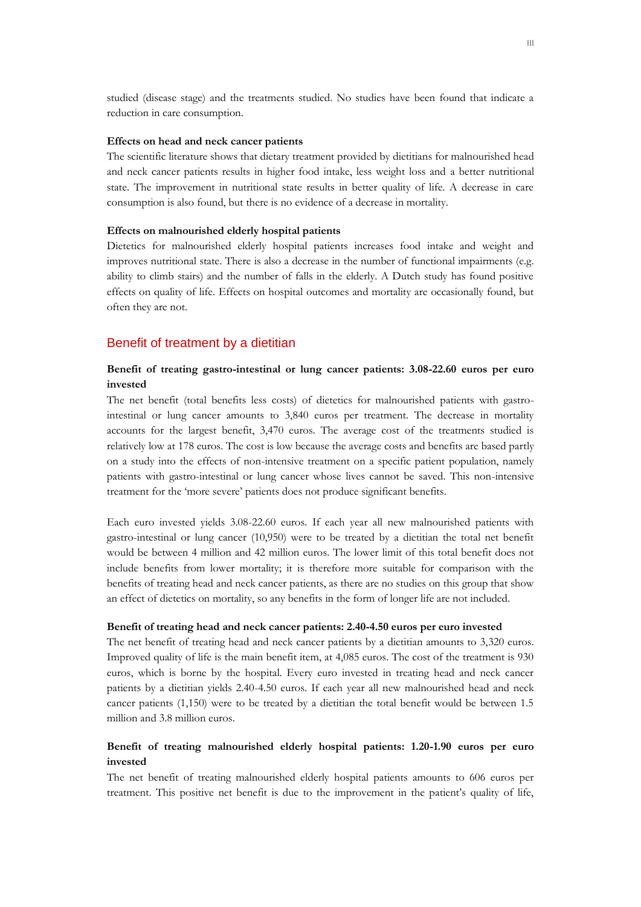studied (disease stage) and the treatments studied. No studies have been found that indicate a reduction in care consumption.

#### Effects on head and neck cancer patients

The scientific literature shows that dietary treatment provided by dietitians for malnourished head and neck cancer patients results in higher food intake, less weight loss and a better nutritional state. The improvement in nutritional state results in better quality of life. A decrease in care consumption is also found, but there is no evidence of a decrease in mortality.

#### Effects on malnourished elderly hospital patients

Dietetics for malnourished elderly hospital patients increases food intake and weight and improves nutritional state. There is also a decrease in the number of functional impairments (e.g. ability to climb stairs) and the number of falls in the elderly. A Dutch study has found positive effects on quality of life. Effects on hospital outcomes and mortality are occasionally found, but often they are not.

## Benefit of treatment by a dietitian

### Benefit of treating gastro-intestinal or lung cancer patients: 3.08-22.60 euros per euro invested

The net benefit (total benefits less costs) of dietetics for malnourished patients with gastro-intestinal or lung cancer amounts to 3,840 euros per treatment. The decrease in mortality accounts for the largest benefit, 3,470 euros. The average cost of the treatments studied is relatively low at 178 euros. The cost is low because the average costs and benefits are based partly on a study into the effects of non-intensive treatment on a specific patient population, namely patients with gastro-intestinal or lung cancer whose lives cannot be saved. This non-intensive treatment for the 'more severe' patients does not produce significant benefits.

Each euro invested yields 3.08-22.60 euros. If each year all new malnourished patients with gastro-intestinal or lung cancer (10,950) were to be treated by a dietitian the total net benefit would be between 4 million and 42 million euros. The lower limit of this total benefit does not include benefits from lower mortality; it is therefore more suitable for comparison with the benefits of treating head and neck cancer patients, as there are no studies on this group that show an effect of dietetics on mortality, so any benefits in the form of longer life are not included.

#### Benefit of treating head and neck cancer patients: 2.40-4.50 euros per euro invested

The net benefit of treating head and neck cancer patients by a dietitian amounts to 3,320 euros. Improved quality of life is the main benefit item, at 4,085 euros. The cost of the treatment is 930 euros, which is borne by the hospital. Every euro invested in treating head and neck cancer patients by a dietitian yields 2.40-4.50 euros. If each year all new malnourished head and neck cancer patients (1,150) were to be treated by a dietitian the total benefit would be between 1.5 million and 3.8 million euros.

### Benefit of treating malnourished elderly hospital patients: 1.20-1.90 euros per euro invested

The net benefit of treating malnourished elderly hospital patients amounts to 606 euros per treatment. This positive net benefit is due to the improvement in the patient's quality of life,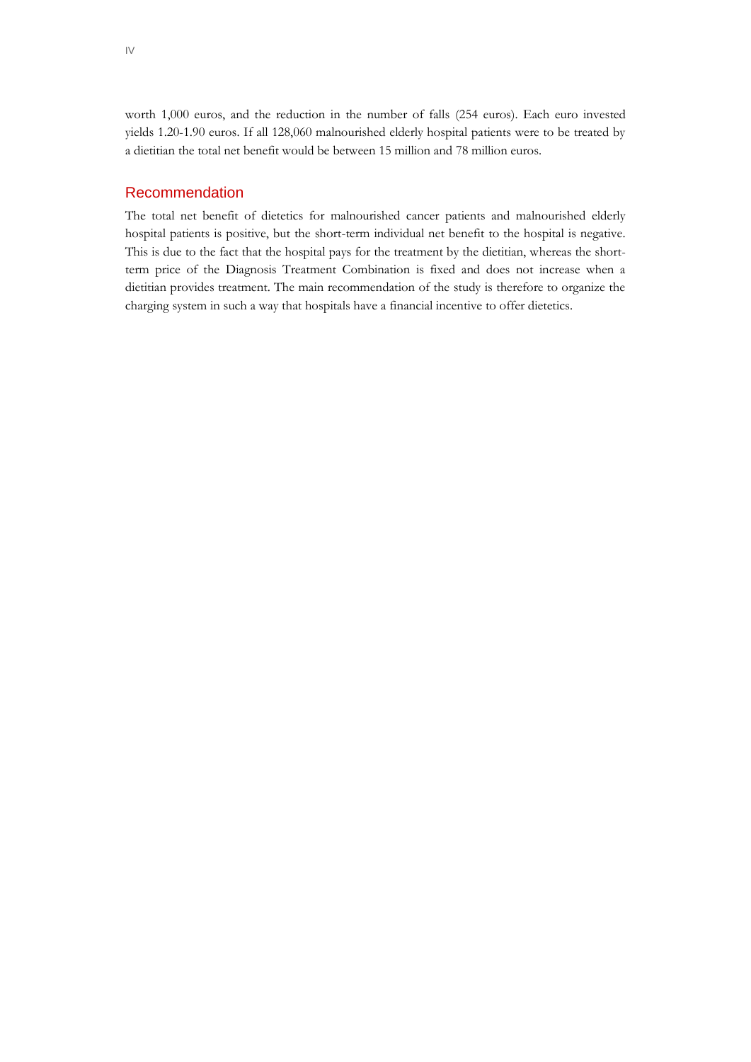worth 1,000 euros, and the reduction in the number of falls (254 euros). Each euro invested yields 1.20-1.90 euros. If all 128,060 malnourished elderly hospital patients were to be treated by a dietitian the total net benefit would be between 15 million and 78 million euros.

## Recommendation

The total net benefit of dietetics for malnourished cancer patients and malnourished elderly hospital patients is positive, but the short-term individual net benefit to the hospital is negative. This is due to the fact that the hospital pays for the treatment by the dietitian, whereas the short-term price of the Diagnosis Treatment Combination is fixed and does not increase when a dietitian provides treatment. The main recommendation of the study is therefore to organize the charging system in such a way that hospitals have a financial incentive to offer dietetics.